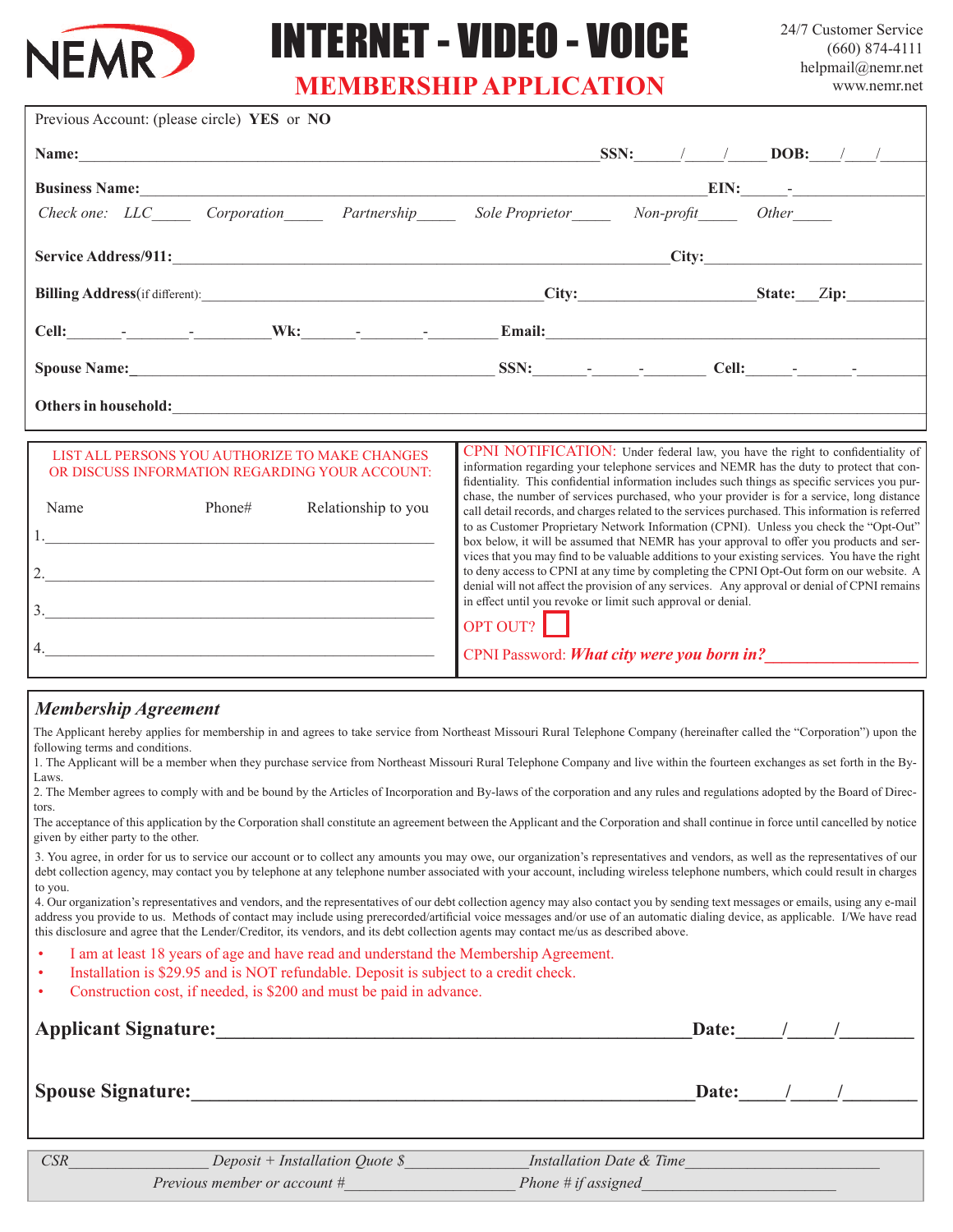NEMR

# INTERNET - VIDEO - VOICE

## MEMBERSHIP APPLICATION

24/7 Customer Service
(660) 874-4111
helpmail@nemr.net
www.nemr.net

Previous Account: (please circle) **YES** or **NO**

**Name:**______________________________ **SSN:**_____/____/_____ **DOB:**____/____/_____

**Business Name:**______________________________ **EIN:**_____-______________

*Check one:* *LLC*_____ *Corporation*_____ *Partnership*_____ *Sole Proprietor*_____ *Non-profit*_____ *Other*_____

**Service Address/911:**______________________________ **City:**______________________

**Billing Address**(if different):______________________ **City:**________________ **State:**___ **Zip:**________

**Cell:**______-_______-________ **Wk:**______-_______-________ **Email:**______________________________

**Spouse Name:**______________________________ **SSN:**______-_____-_______ **Cell:**_____-______-________

**Others in household:**______________________________________________________________

LIST ALL PERSONS YOU AUTHORIZE TO MAKE CHANGES OR DISCUSS INFORMATION REGARDING YOUR ACCOUNT:

| Name | Phone# | Relationship to you |
|---|---|---|
| 1. | | |
| 2. | | |
| 3. | | |
| 4. | | |

CPNI NOTIFICATION: Under federal law, you have the right to confidentiality of information regarding your telephone services and NEMR has the duty to protect that confidentiality. This confidential information includes such things as specific services you purchase, the number of services purchased, who your provider is for a service, long distance call detail records, and charges related to the services purchased. This information is referred to as Customer Proprietary Network Information (CPNI). Unless you check the "Opt-Out" box below, it will be assumed that NEMR has your approval to offer you products and services that you may find to be valuable additions to your existing services. You have the right to deny access to CPNI at any time by completing the CPNI Opt-Out form on our website. A denial will not affect the provision of any services. Any approval or denial of CPNI remains in effect until you revoke or limit such approval or denial.

OPT OUT? ☐

CPNI Password: ***What city were you born in?***__________________

### *Membership Agreement*

The Applicant hereby applies for membership in and agrees to take service from Northeast Missouri Rural Telephone Company (hereinafter called the "Corporation") upon the following terms and conditions.

1. The Applicant will be a member when they purchase service from Northeast Missouri Rural Telephone Company and live within the fourteen exchanges as set forth in the By-Laws.
2. The Member agrees to comply with and be bound by the Articles of Incorporation and By-laws of the corporation and any rules and regulations adopted by the Board of Directors.

The acceptance of this application by the Corporation shall constitute an agreement between the Applicant and the Corporation and shall continue in force until cancelled by notice given by either party to the other.

3. You agree, in order for us to service our account or to collect any amounts you may owe, our organization's representatives and vendors, as well as the representatives of our debt collection agency, may contact you by telephone at any telephone number associated with your account, including wireless telephone numbers, which could result in charges to you.
4. Our organization's representatives and vendors, and the representatives of our debt collection agency may also contact you by sending text messages or emails, using any e-mail address you provide to us. Methods of contact may include using prerecorded/artificial voice messages and/or use of an automatic dialing device, as applicable. I/We have read this disclosure and agree that the Lender/Creditor, its vendors, and its debt collection agents may contact me/us as described above.

- I am at least 18 years of age and have read and understand the Membership Agreement.
- Installation is $29.95 and is NOT refundable. Deposit is subject to a credit check.
- Construction cost, if needed, is $200 and must be paid in advance.

**Applicant Signature:**______________________________ **Date:**_____/_____/________

**Spouse Signature:**______________________________ **Date:**_____/_____/________

*CSR*________________ *Deposit + Installation Quote $*______________ *Installation Date & Time*______________________

*Previous member or account #*____________________ *Phone # if assigned*______________________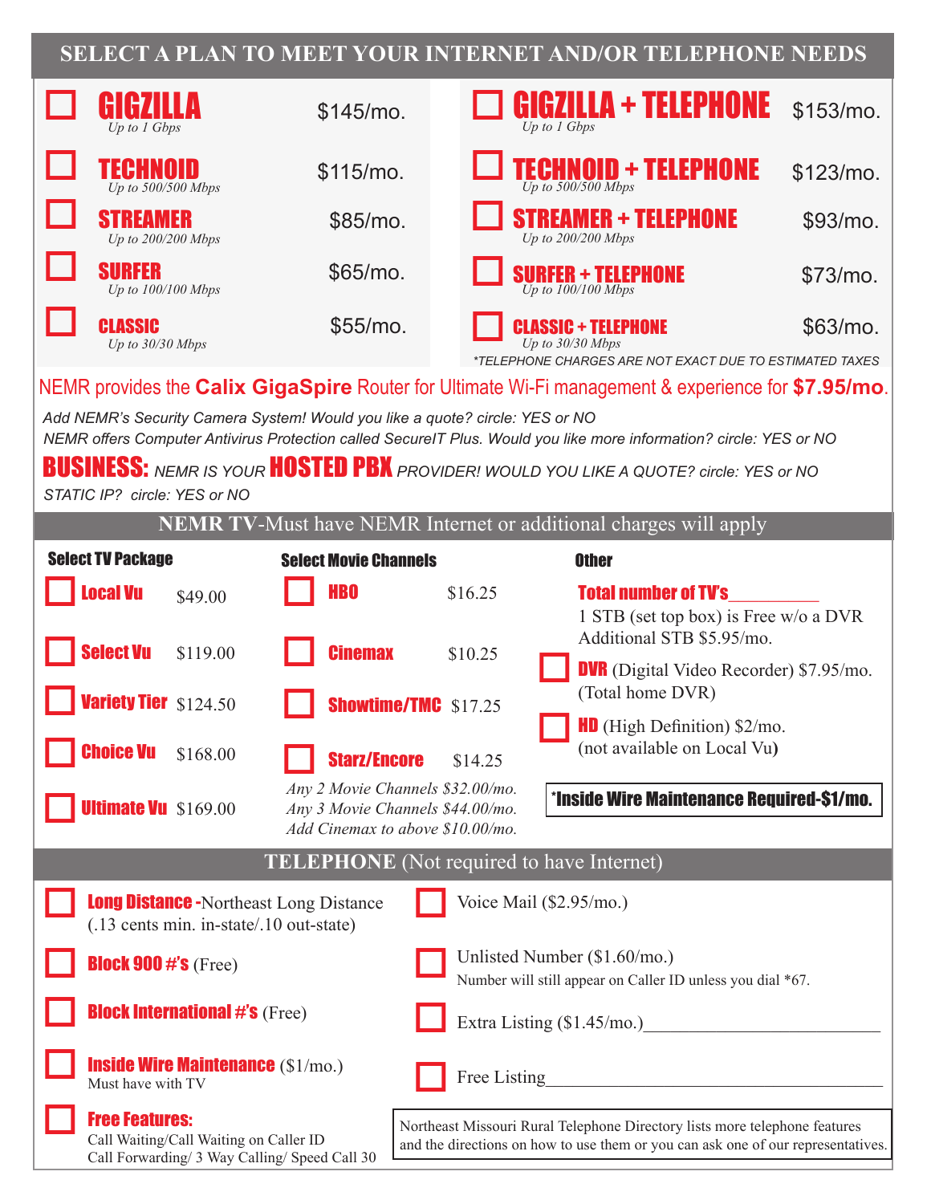## SELECT A PLAN TO MEET YOUR INTERNET AND/OR TELEPHONE NEEDS

| Plan | Price | Plan | Price |
|---|---|---|---|
| ☐ **GIGZILLA** *Up to 1 Gbps* | $145/mo. | ☐ **GIGZILLA + TELEPHONE** *Up to 1 Gbps* | $153/mo. |
| ☐ **TECHNOID** *Up to 500/500 Mbps* | $115/mo. | ☐ **TECHNOID + TELEPHONE** *Up to 500/500 Mbps* | $123/mo. |
| ☐ **STREAMER** *Up to 200/200 Mbps* | $85/mo. | ☐ **STREAMER + TELEPHONE** *Up to 200/200 Mbps* | $93/mo. |
| ☐ **SURFER** *Up to 100/100 Mbps* | $65/mo. | ☐ **SURFER + TELEPHONE** *Up to 100/100 Mbps* | $73/mo. |
| ☐ **CLASSIC** *Up to 30/30 Mbps* | $55/mo. | ☐ **CLASSIC + TELEPHONE** *Up to 30/30 Mbps* | $63/mo. |

*\*TELEPHONE CHARGES ARE NOT EXACT DUE TO ESTIMATED TAXES*

NEMR provides the **Calix GigaSpire** Router for Ultimate Wi-Fi management & experience for **$7.95/mo**.

*Add NEMR's Security Camera System! Would you like a quote? circle: YES or NO*

*NEMR offers Computer Antivirus Protection called SecureIT Plus. Would you like more information? circle: YES or NO*

**BUSINESS:** *NEMR IS YOUR* **HOSTED PBX** *PROVIDER! WOULD YOU LIKE A QUOTE? circle: YES or NO*

*STATIC IP? circle: YES or NO*

## NEMR TV-Must have NEMR Internet or additional charges will apply

**Select TV Package**

- ☐ **Local Vu** $49.00
- ☐ **Select Vu** $119.00
- ☐ **Variety Tier** $124.50
- ☐ **Choice Vu** $168.00
- ☐ **Ultimate Vu** $169.00

**Select Movie Channels**

- ☐ **HBO** $16.25
- ☐ **Cinemax** $10.25
- ☐ **Showtime/TMC** $17.25
- ☐ **Starz/Encore** $14.25

*Any 2 Movie Channels $32.00/mo.*
*Any 3 Movie Channels $44.00/mo.*
*Add Cinemax to above $10.00/mo.*

**Other**

**Total number of TV's**__________

1 STB (set top box) is Free w/o a DVR
Additional STB $5.95/mo.

- ☐ **DVR** (Digital Video Recorder) $7.95/mo. (Total home DVR)
- ☐ **HD** (High Definition) $2/mo. (not available on Local Vu)

**\*Inside Wire Maintenance Required-$1/mo.**

## TELEPHONE (Not required to have Internet)

- ☐ **Long Distance -**Northeast Long Distance (.13 cents min. in-state/.10 out-state)
- ☐ **Block 900 #'s** (Free)
- ☐ **Block International #'s** (Free)
- ☐ **Inside Wire Maintenance** ($1/mo.) Must have with TV
- ☐ **Free Features:** Call Waiting/Call Waiting on Caller ID, Call Forwarding/ 3 Way Calling/ Speed Call 30
- ☐ Voice Mail ($2.95/mo.)
- ☐ Unlisted Number ($1.60/mo.) Number will still appear on Caller ID unless you dial *67.
- ☐ Extra Listing ($1.45/mo.)________________________
- ☐ Free Listing____________________________________

Northeast Missouri Rural Telephone Directory lists more telephone features and the directions on how to use them or you can ask one of our representatives.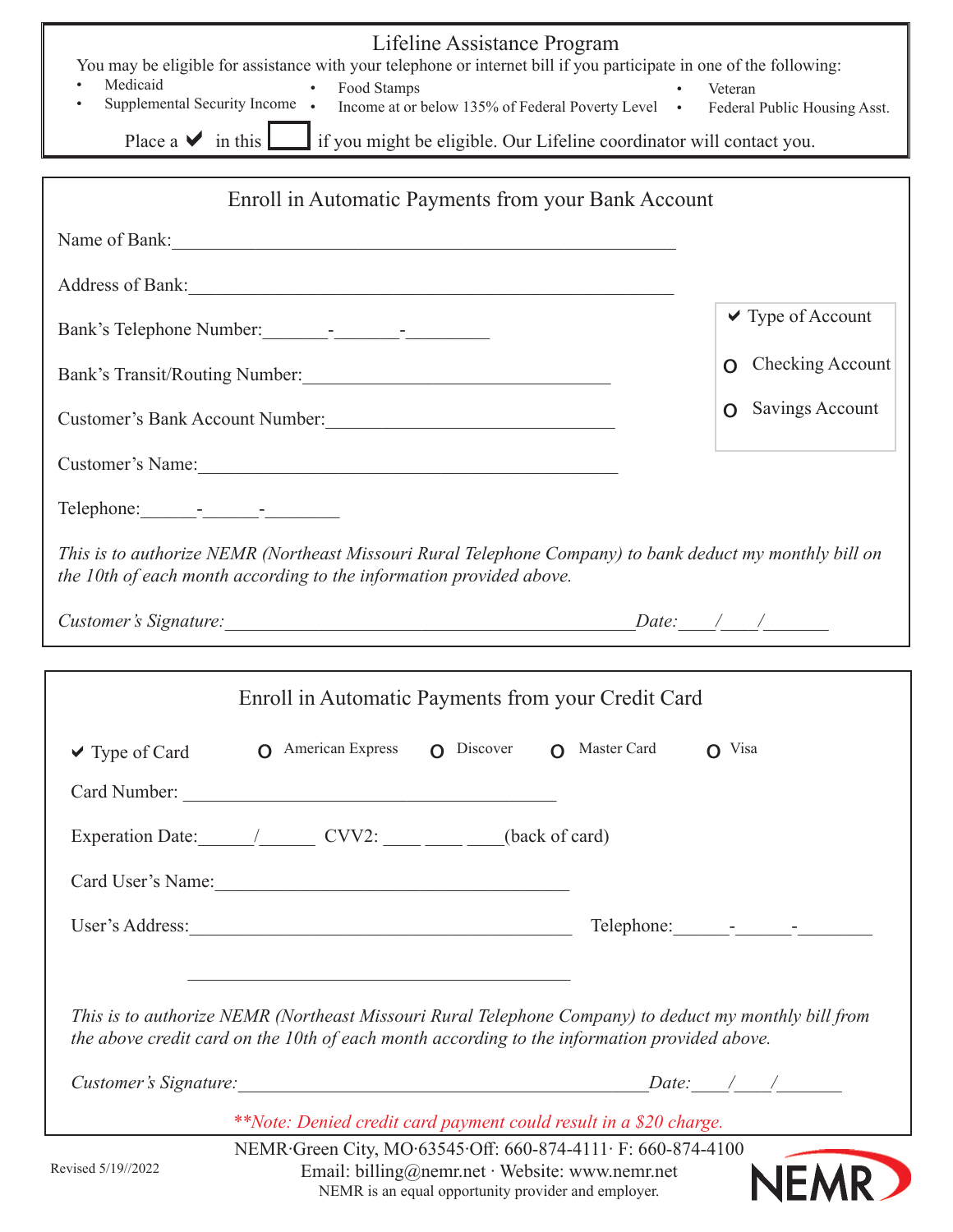## Lifeline Assistance Program

You may be eligible for assistance with your telephone or internet bill if you participate in one of the following:

- Medicaid
- Supplemental Security Income
- Food Stamps
- Income at or below 135% of Federal Poverty Level
- Veteran
- Federal Public Housing Asst.

Place a ✔ in this ☐ if you might be eligible. Our Lifeline coordinator will contact you.

## Enroll in Automatic Payments from your Bank Account

Name of Bank:\_\_\_\_\_\_\_\_\_\_\_\_\_\_\_\_\_\_\_\_\_\_\_\_\_\_\_\_\_\_\_\_\_\_\_\_\_\_\_\_\_\_\_\_

Address of Bank:\_\_\_\_\_\_\_\_\_\_\_\_\_\_\_\_\_\_\_\_\_\_\_\_\_\_\_\_\_\_\_\_\_\_\_\_\_\_\_\_\_\_

Bank's Telephone Number:\_\_\_\_\_\_-\_\_\_\_\_\_-\_\_\_\_\_\_\_

Bank's Transit/Routing Number:\_\_\_\_\_\_\_\_\_\_\_\_\_\_\_\_\_\_\_\_\_\_\_\_\_\_\_\_\_\_

Customer's Bank Account Number:\_\_\_\_\_\_\_\_\_\_\_\_\_\_\_\_\_\_\_\_\_\_\_\_\_\_\_\_

Customer's Name:\_\_\_\_\_\_\_\_\_\_\_\_\_\_\_\_\_\_\_\_\_\_\_\_\_\_\_\_\_\_\_\_\_\_\_\_\_\_\_\_

Telephone:\_\_\_\_\_-\_\_\_\_\_-\_\_\_\_\_\_\_

✔ Type of Account

- O Checking Account
- O Savings Account

*This is to authorize NEMR (Northeast Missouri Rural Telephone Company) to bank deduct my monthly bill on the 10th of each month according to the information provided above.*

*Customer's Signature:*\_\_\_\_\_\_\_\_\_\_\_\_\_\_\_\_\_\_\_\_\_\_\_\_\_\_\_\_\_\_\_\_\_\_\_\_\_\_\_\_ *Date:*\_\_\_/\_\_\_/\_\_\_\_\_\_

## Enroll in Automatic Payments from your Credit Card

✔ Type of Card  O American Express  O Discover  O Master Card  O Visa

Card Number: \_\_\_\_\_\_\_\_\_\_\_\_\_\_\_\_\_\_\_\_\_\_\_\_\_\_\_\_\_\_\_\_\_\_\_\_\_\_

Experation Date:\_\_\_\_\_/\_\_\_\_\_ CVV2: \_\_\_ \_\_\_ \_\_\_(back of card)

Card User's Name:\_\_\_\_\_\_\_\_\_\_\_\_\_\_\_\_\_\_\_\_\_\_\_\_\_\_\_\_\_\_\_\_\_\_\_\_\_

User's Address:\_\_\_\_\_\_\_\_\_\_\_\_\_\_\_\_\_\_\_\_\_\_\_\_\_\_\_\_\_\_\_\_\_\_\_\_\_\_\_ Telephone:\_\_\_\_\_-\_\_\_\_\_-\_\_\_\_\_\_\_

\_\_\_\_\_\_\_\_\_\_\_\_\_\_\_\_\_\_\_\_\_\_\_\_\_\_\_\_\_\_\_\_\_\_\_\_\_\_\_

*This is to authorize NEMR (Northeast Missouri Rural Telephone Company) to deduct my monthly bill from the above credit card on the 10th of each month according to the information provided above.*

*Customer's Signature:*\_\_\_\_\_\_\_\_\_\_\_\_\_\_\_\_\_\_\_\_\_\_\_\_\_\_\_\_\_\_\_\_\_\_\_\_\_\_\_\_ *Date:*\_\_\_/\_\_\_/\_\_\_\_\_\_

*\*\*Note: Denied credit card payment could result in a $20 charge.*

Revised 5/19//2022

NEMR·Green City, MO·63545·Off: 660-874-4111· F: 660-874-4100
Email: billing@nemr.net · Website: www.nemr.net
NEMR is an equal opportunity provider and employer.

NEMR